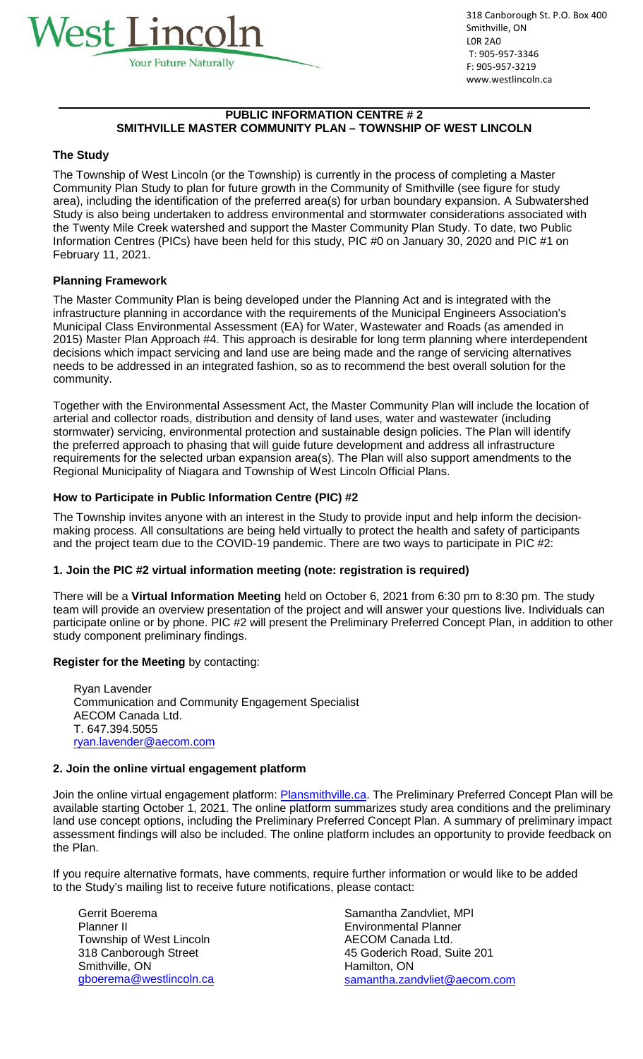West Lincoln
Your Future Naturally

318 Canborough St. P.O. Box 400
Smithville, ON
L0R 2A0
T: 905-957-3346
F: 905-957-3219
www.westlincoln.ca

## PUBLIC INFORMATION CENTRE # 2
## SMITHVILLE MASTER COMMUNITY PLAN – TOWNSHIP OF WEST LINCOLN

### The Study

The Township of West Lincoln (or the Township) is currently in the process of completing a Master Community Plan Study to plan for future growth in the Community of Smithville (see figure for study area), including the identification of the preferred area(s) for urban boundary expansion. A Subwatershed Study is also being undertaken to address environmental and stormwater considerations associated with the Twenty Mile Creek watershed and support the Master Community Plan Study. To date, two Public Information Centres (PICs) have been held for this study, PIC #0 on January 30, 2020 and PIC #1 on February 11, 2021.

### Planning Framework

The Master Community Plan is being developed under the Planning Act and is integrated with the infrastructure planning in accordance with the requirements of the Municipal Engineers Association's Municipal Class Environmental Assessment (EA) for Water, Wastewater and Roads (as amended in 2015) Master Plan Approach #4. This approach is desirable for long term planning where interdependent decisions which impact servicing and land use are being made and the range of servicing alternatives needs to be addressed in an integrated fashion, so as to recommend the best overall solution for the community.

Together with the Environmental Assessment Act, the Master Community Plan will include the location of arterial and collector roads, distribution and density of land uses, water and wastewater (including stormwater) servicing, environmental protection and sustainable design policies. The Plan will identify the preferred approach to phasing that will guide future development and address all infrastructure requirements for the selected urban expansion area(s). The Plan will also support amendments to the Regional Municipality of Niagara and Township of West Lincoln Official Plans.

### How to Participate in Public Information Centre (PIC) #2

The Township invites anyone with an interest in the Study to provide input and help inform the decision-making process. All consultations are being held virtually to protect the health and safety of participants and the project team due to the COVID-19 pandemic. There are two ways to participate in PIC #2:

#### 1. Join the PIC #2 virtual information meeting (note: registration is required)

There will be a **Virtual Information Meeting** held on October 6, 2021 from 6:30 pm to 8:30 pm. The study team will provide an overview presentation of the project and will answer your questions live. Individuals can participate online or by phone. PIC #2 will present the Preliminary Preferred Concept Plan, in addition to other study component preliminary findings.

**Register for the Meeting** by contacting:

Ryan Lavender
Communication and Community Engagement Specialist
AECOM Canada Ltd.
T. 647.394.5055
ryan.lavender@aecom.com

#### 2. Join the online virtual engagement platform

Join the online virtual engagement platform: Plansmithville.ca. The Preliminary Preferred Concept Plan will be available starting October 1, 2021. The online platform summarizes study area conditions and the preliminary land use concept options, including the Preliminary Preferred Concept Plan. A summary of preliminary impact assessment findings will also be included. The online platform includes an opportunity to provide feedback on the Plan.

If you require alternative formats, have comments, require further information or would like to be added to the Study's mailing list to receive future notifications, please contact:

Gerrit Boerema
Planner II
Township of West Lincoln
318 Canborough Street
Smithville, ON
gboerema@westlincoln.ca

Samantha Zandvliet, MPl
Environmental Planner
AECOM Canada Ltd.
45 Goderich Road, Suite 201
Hamilton, ON
samantha.zandvliet@aecom.com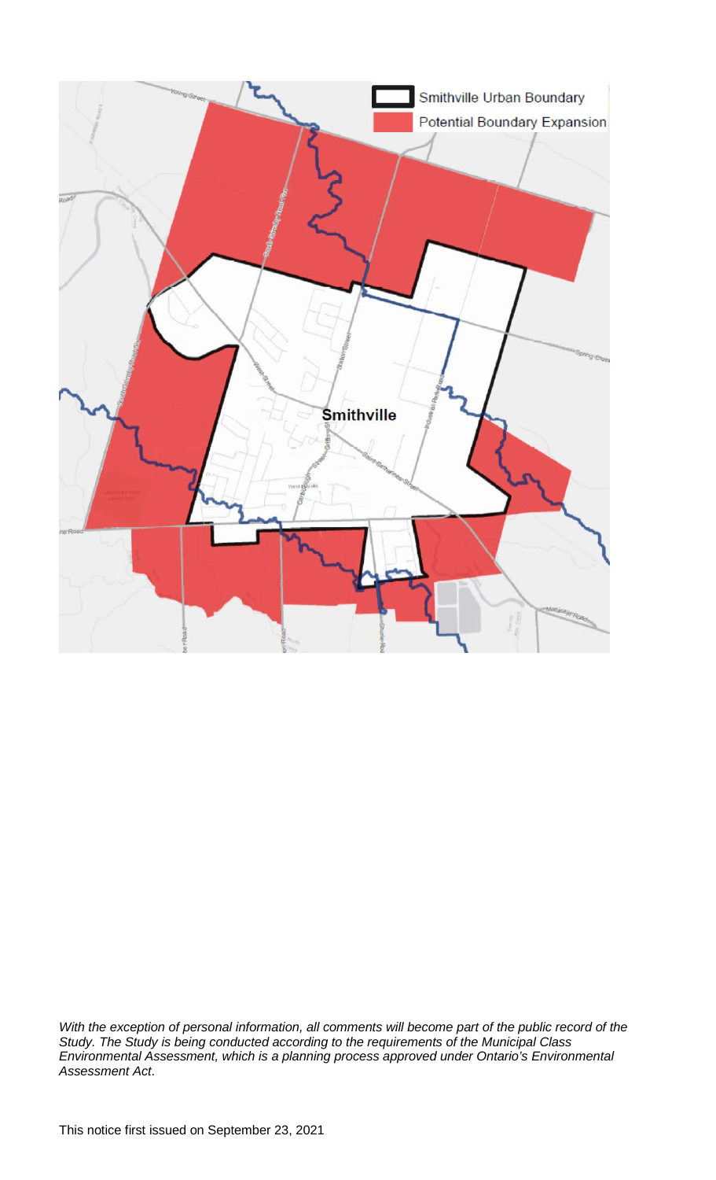Smithville Urban Boundary

Potential Boundary Expansion

Smithville

*With the exception of personal information, all comments will become part of the public record of the Study. The Study is being conducted according to the requirements of the Municipal Class Environmental Assessment, which is a planning process approved under Ontario's Environmental Assessment Act.*

This notice first issued on September 23, 2021